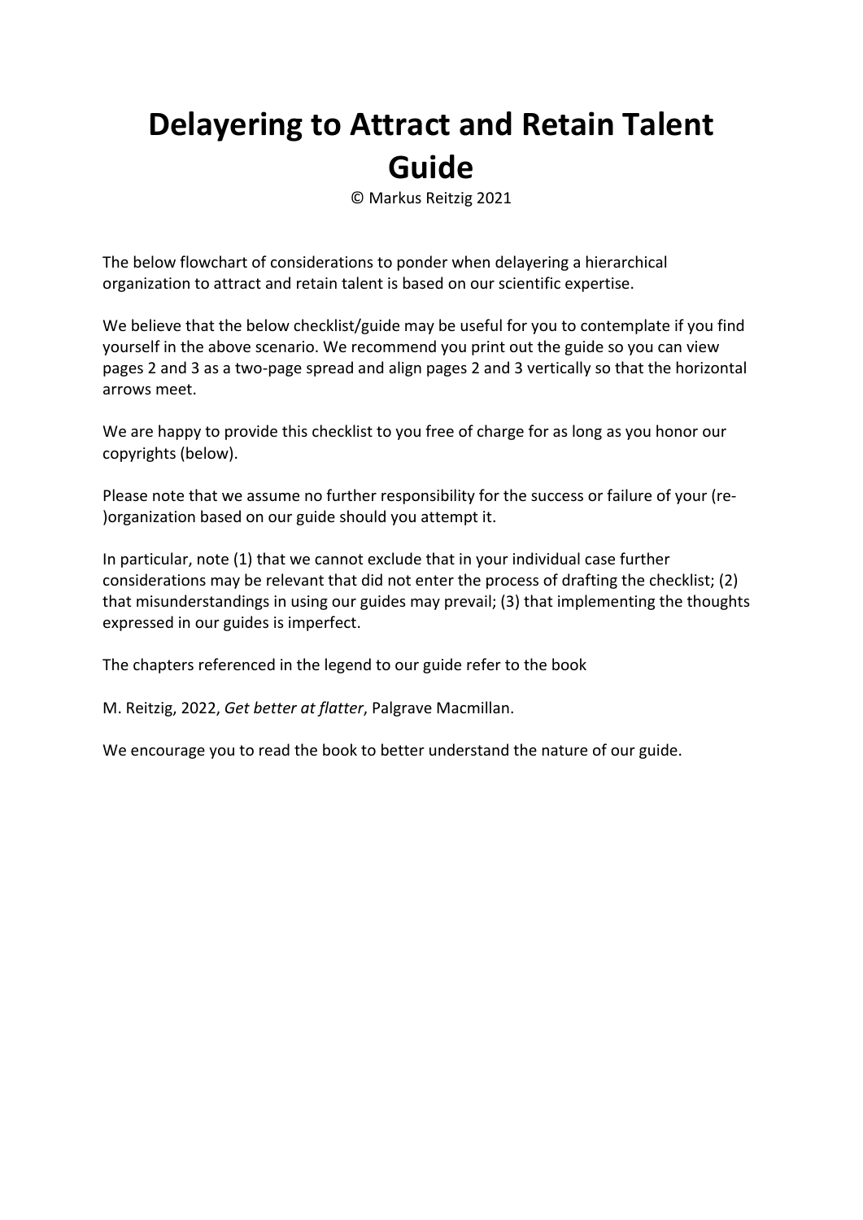# Delayering to Attract and Retain Talent Guide

© Markus Reitzig 2021

The below flowchart of considerations to ponder when delayering a hierarchical organization to attract and retain talent is based on our scientific expertise.

We believe that the below checklist/guide may be useful for you to contemplate if you find yourself in the above scenario. We recommend you print out the guide so you can view pages 2 and 3 as a two-page spread and align pages 2 and 3 vertically so that the horizontal arrows meet.

We are happy to provide this checklist to you free of charge for as long as you honor our copyrights (below).

Please note that we assume no further responsibility for the success or failure of your (re-)organization based on our guide should you attempt it.

In particular, note (1) that we cannot exclude that in your individual case further considerations may be relevant that did not enter the process of drafting the checklist; (2) that misunderstandings in using our guides may prevail; (3) that implementing the thoughts expressed in our guides is imperfect.

The chapters referenced in the legend to our guide refer to the book

M. Reitzig, 2022, *Get better at flatter*, Palgrave Macmillan.

We encourage you to read the book to better understand the nature of our guide.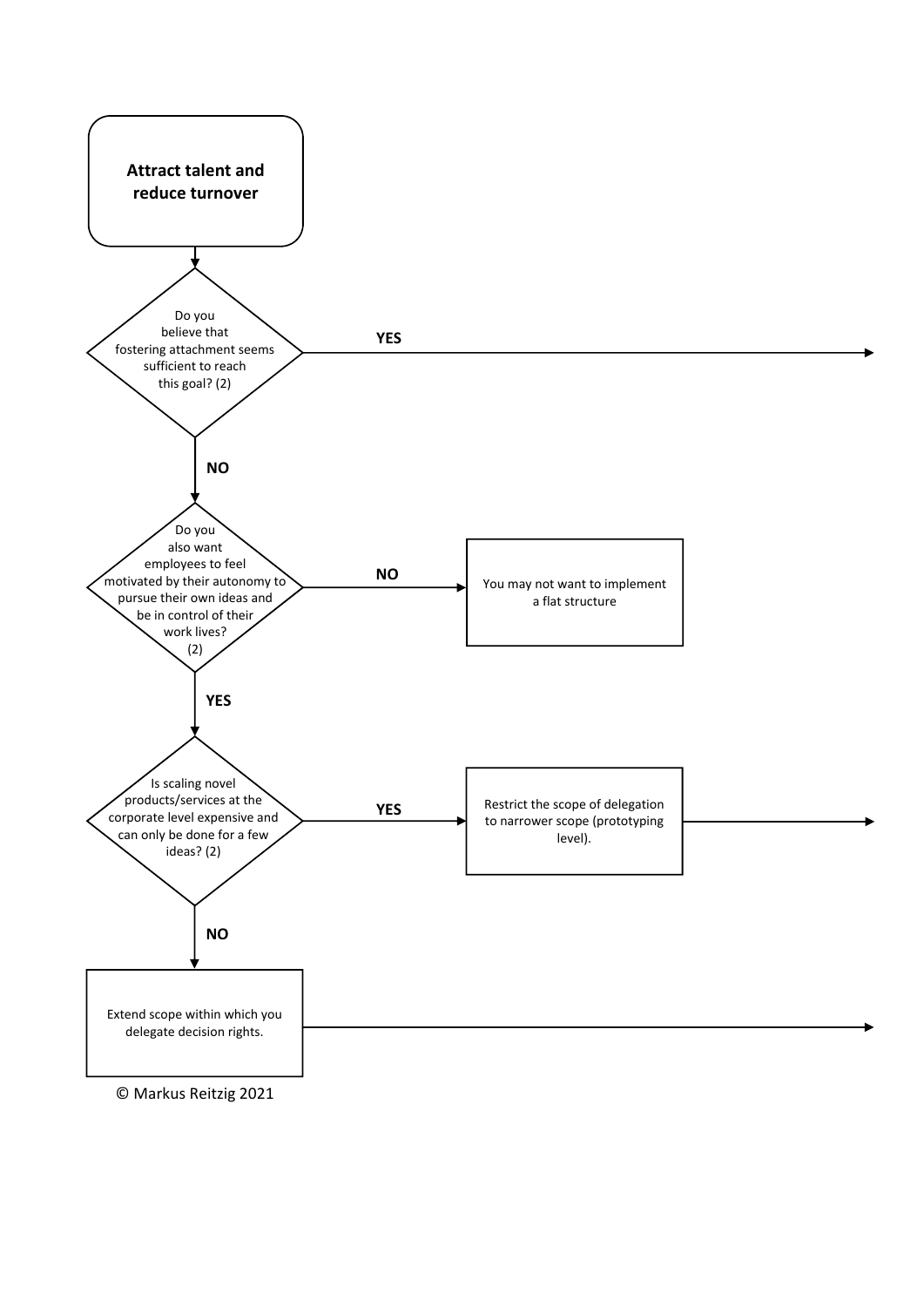**Attract talent and reduce turnover**

↓

Do you believe that fostering attachment seems sufficient to reach this goal? (2)

- **YES** →
- **NO** ↓

Do you also want employees to feel motivated by their autonomy to pursue their own ideas and be in control of their work lives? (2)

- **NO** → You may not want to implement a flat structure
- **YES** ↓

Is scaling novel products/services at the corporate level expensive and can only be done for a few ideas? (2)

- **YES** → Restrict the scope of delegation to narrower scope (prototyping level). →
- **NO** ↓

Extend scope within which you delegate decision rights. →

© Markus Reitzig 2021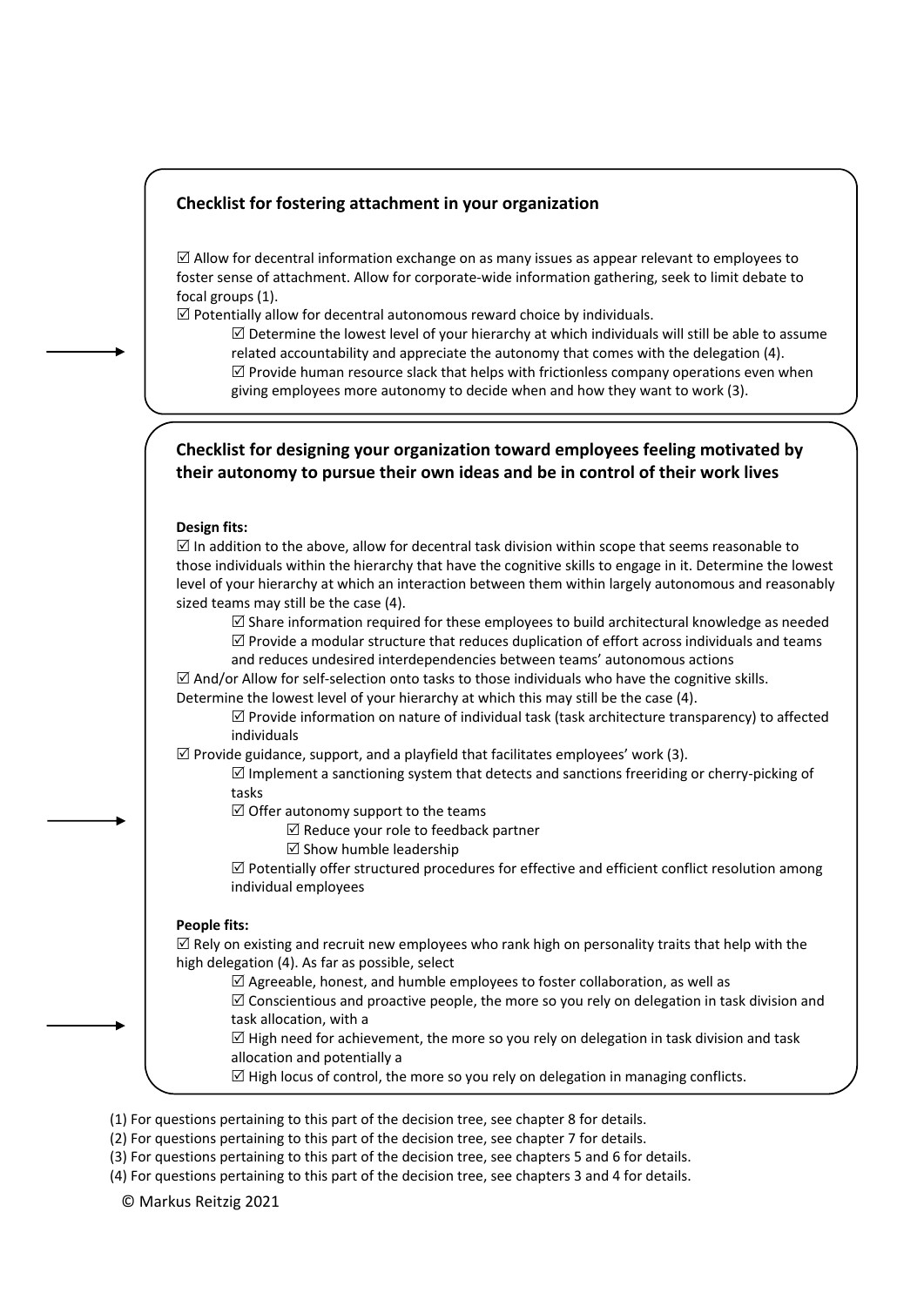### Checklist for fostering attachment in your organization

☑ Allow for decentral information exchange on as many issues as appear relevant to employees to foster sense of attachment. Allow for corporate-wide information gathering, seek to limit debate to focal groups (1).

☑ Potentially allow for decentral autonomous reward choice by individuals.

- ☑ Determine the lowest level of your hierarchy at which individuals will still be able to assume related accountability and appreciate the autonomy that comes with the delegation (4).
- ☑ Provide human resource slack that helps with frictionless company operations even when giving employees more autonomy to decide when and how they want to work (3).

### Checklist for designing your organization toward employees feeling motivated by their autonomy to pursue their own ideas and be in control of their work lives

**Design fits:**

☑ In addition to the above, allow for decentral task division within scope that seems reasonable to those individuals within the hierarchy that have the cognitive skills to engage in it. Determine the lowest level of your hierarchy at which an interaction between them within largely autonomous and reasonably sized teams may still be the case (4).

- ☑ Share information required for these employees to build architectural knowledge as needed
- ☑ Provide a modular structure that reduces duplication of effort across individuals and teams and reduces undesired interdependencies between teams' autonomous actions

☑ And/or Allow for self-selection onto tasks to those individuals who have the cognitive skills. Determine the lowest level of your hierarchy at which this may still be the case (4).

- ☑ Provide information on nature of individual task (task architecture transparency) to affected individuals

☑ Provide guidance, support, and a playfield that facilitates employees' work (3).

- ☑ Implement a sanctioning system that detects and sanctions freeriding or cherry-picking of tasks
- ☑ Offer autonomy support to the teams
  - ☑ Reduce your role to feedback partner
  - ☑ Show humble leadership
- ☑ Potentially offer structured procedures for effective and efficient conflict resolution among individual employees

**People fits:**

☑ Rely on existing and recruit new employees who rank high on personality traits that help with the high delegation (4). As far as possible, select

- ☑ Agreeable, honest, and humble employees to foster collaboration, as well as
- ☑ Conscientious and proactive people, the more so you rely on delegation in task division and task allocation, with a
- ☑ High need for achievement, the more so you rely on delegation in task division and task allocation and potentially a
- ☑ High locus of control, the more so you rely on delegation in managing conflicts.

(1) For questions pertaining to this part of the decision tree, see chapter 8 for details.
(2) For questions pertaining to this part of the decision tree, see chapter 7 for details.
(3) For questions pertaining to this part of the decision tree, see chapters 5 and 6 for details.
(4) For questions pertaining to this part of the decision tree, see chapters 3 and 4 for details.

© Markus Reitzig 2021